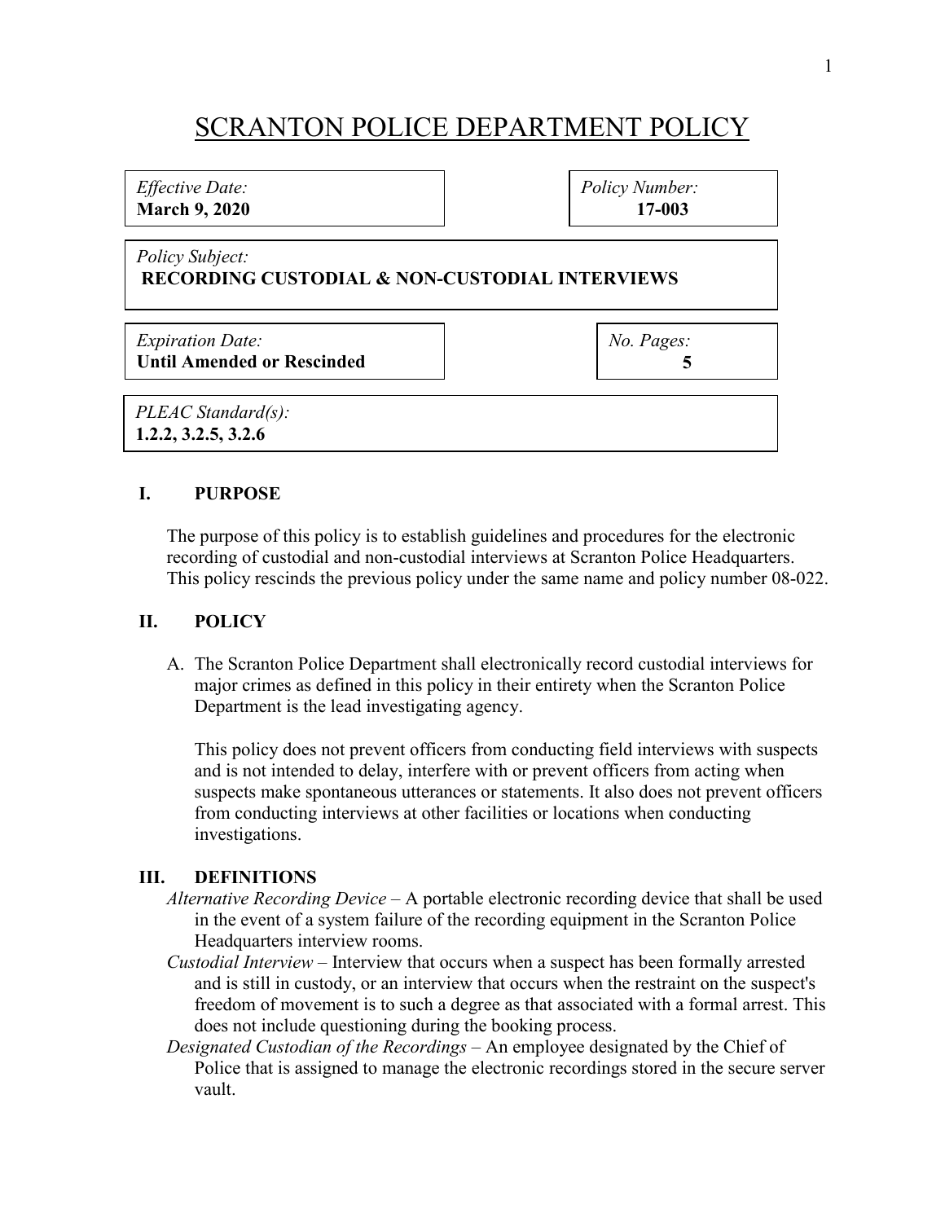# SCRANTON POLICE DEPARTMENT POLICY

| *Effective Date:* **March 9, 2020** | *Policy Number:* **17-003** |
|---|---|

*Policy Subject:*
**RECORDING CUSTODIAL & NON-CUSTODIAL INTERVIEWS**

| *Expiration Date:* **Until Amended or Rescinded** | *No. Pages:* **5** |
|---|---|

*PLEAC Standard(s):*
**1.2.2, 3.2.5, 3.2.6**

## I. PURPOSE

The purpose of this policy is to establish guidelines and procedures for the electronic recording of custodial and non-custodial interviews at Scranton Police Headquarters. This policy rescinds the previous policy under the same name and policy number 08-022.

## II. POLICY

A. The Scranton Police Department shall electronically record custodial interviews for major crimes as defined in this policy in their entirety when the Scranton Police Department is the lead investigating agency.

This policy does not prevent officers from conducting field interviews with suspects and is not intended to delay, interfere with or prevent officers from acting when suspects make spontaneous utterances or statements. It also does not prevent officers from conducting interviews at other facilities or locations when conducting investigations.

## III. DEFINITIONS

*Alternative Recording Device* – A portable electronic recording device that shall be used in the event of a system failure of the recording equipment in the Scranton Police Headquarters interview rooms.

*Custodial Interview* – Interview that occurs when a suspect has been formally arrested and is still in custody, or an interview that occurs when the restraint on the suspect's freedom of movement is to such a degree as that associated with a formal arrest. This does not include questioning during the booking process.

*Designated Custodian of the Recordings* – An employee designated by the Chief of Police that is assigned to manage the electronic recordings stored in the secure server vault.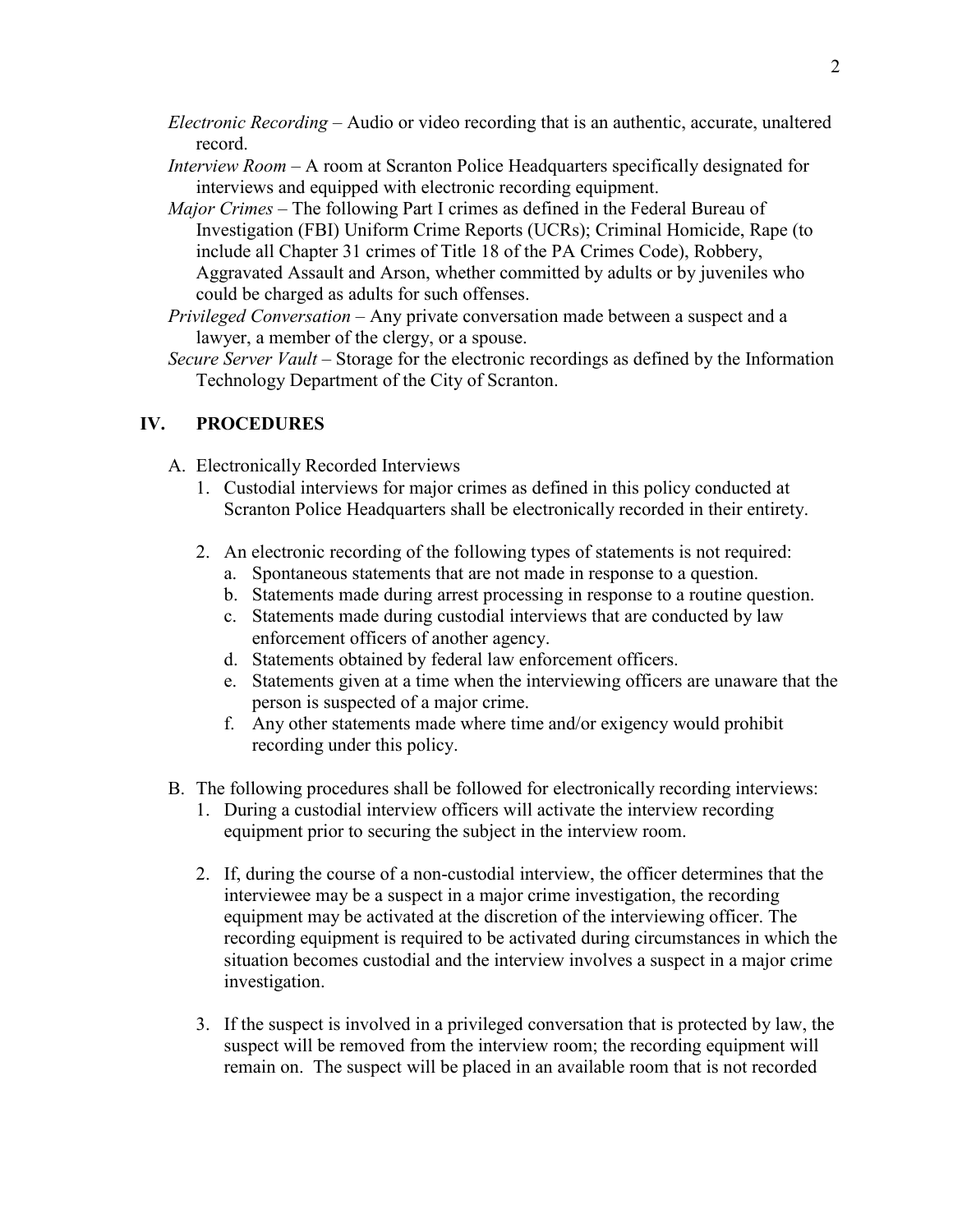*Electronic Recording* – Audio or video recording that is an authentic, accurate, unaltered record.

*Interview Room* – A room at Scranton Police Headquarters specifically designated for interviews and equipped with electronic recording equipment.

*Major Crimes* – The following Part I crimes as defined in the Federal Bureau of Investigation (FBI) Uniform Crime Reports (UCRs); Criminal Homicide, Rape (to include all Chapter 31 crimes of Title 18 of the PA Crimes Code), Robbery, Aggravated Assault and Arson, whether committed by adults or by juveniles who could be charged as adults for such offenses.

*Privileged Conversation* – Any private conversation made between a suspect and a lawyer, a member of the clergy, or a spouse.

*Secure Server Vault* – Storage for the electronic recordings as defined by the Information Technology Department of the City of Scranton.

## IV. PROCEDURES

A. Electronically Recorded Interviews

1. Custodial interviews for major crimes as defined in this policy conducted at Scranton Police Headquarters shall be electronically recorded in their entirety.

2. An electronic recording of the following types of statements is not required:
   a. Spontaneous statements that are not made in response to a question.
   b. Statements made during arrest processing in response to a routine question.
   c. Statements made during custodial interviews that are conducted by law enforcement officers of another agency.
   d. Statements obtained by federal law enforcement officers.
   e. Statements given at a time when the interviewing officers are unaware that the person is suspected of a major crime.
   f. Any other statements made where time and/or exigency would prohibit recording under this policy.

B. The following procedures shall be followed for electronically recording interviews:

1. During a custodial interview officers will activate the interview recording equipment prior to securing the subject in the interview room.

2. If, during the course of a non-custodial interview, the officer determines that the interviewee may be a suspect in a major crime investigation, the recording equipment may be activated at the discretion of the interviewing officer. The recording equipment is required to be activated during circumstances in which the situation becomes custodial and the interview involves a suspect in a major crime investigation.

3. If the suspect is involved in a privileged conversation that is protected by law, the suspect will be removed from the interview room; the recording equipment will remain on. The suspect will be placed in an available room that is not recorded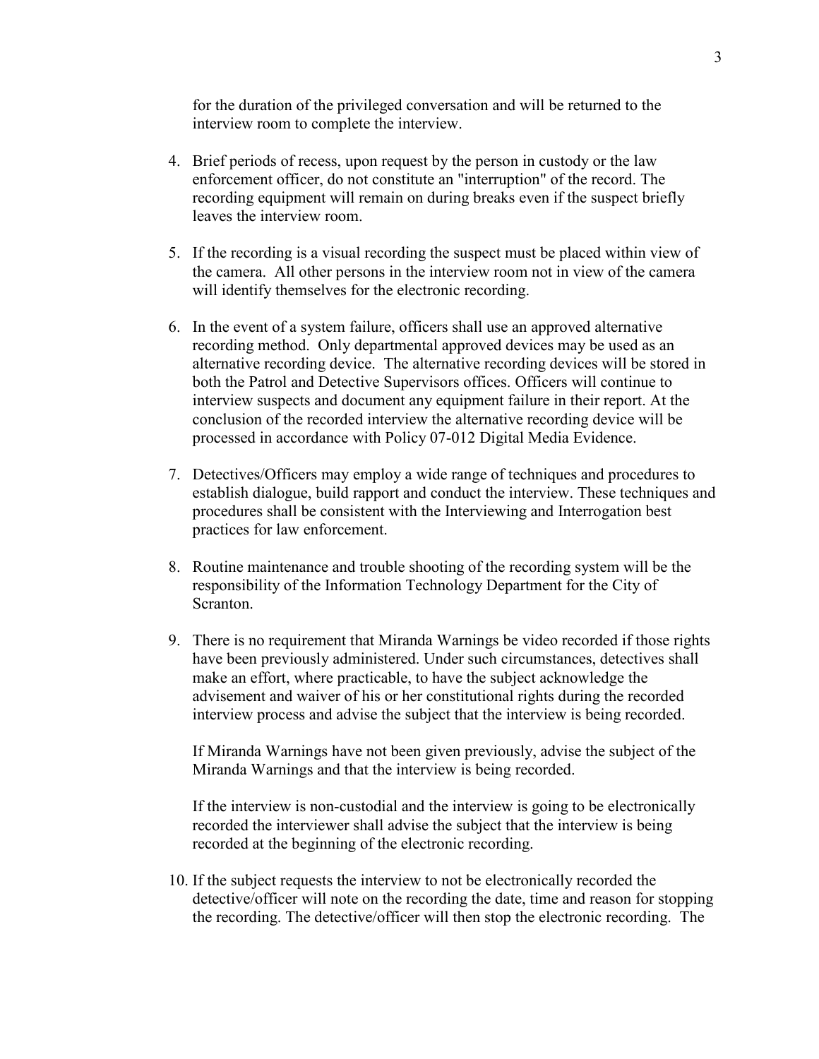for the duration of the privileged conversation and will be returned to the interview room to complete the interview.

4. Brief periods of recess, upon request by the person in custody or the law enforcement officer, do not constitute an "interruption" of the record. The recording equipment will remain on during breaks even if the suspect briefly leaves the interview room.

5. If the recording is a visual recording the suspect must be placed within view of the camera. All other persons in the interview room not in view of the camera will identify themselves for the electronic recording.

6. In the event of a system failure, officers shall use an approved alternative recording method. Only departmental approved devices may be used as an alternative recording device. The alternative recording devices will be stored in both the Patrol and Detective Supervisors offices. Officers will continue to interview suspects and document any equipment failure in their report. At the conclusion of the recorded interview the alternative recording device will be processed in accordance with Policy 07-012 Digital Media Evidence.

7. Detectives/Officers may employ a wide range of techniques and procedures to establish dialogue, build rapport and conduct the interview. These techniques and procedures shall be consistent with the Interviewing and Interrogation best practices for law enforcement.

8. Routine maintenance and trouble shooting of the recording system will be the responsibility of the Information Technology Department for the City of Scranton.

9. There is no requirement that Miranda Warnings be video recorded if those rights have been previously administered. Under such circumstances, detectives shall make an effort, where practicable, to have the subject acknowledge the advisement and waiver of his or her constitutional rights during the recorded interview process and advise the subject that the interview is being recorded.

   If Miranda Warnings have not been given previously, advise the subject of the Miranda Warnings and that the interview is being recorded.

   If the interview is non-custodial and the interview is going to be electronically recorded the interviewer shall advise the subject that the interview is being recorded at the beginning of the electronic recording.

10. If the subject requests the interview to not be electronically recorded the detective/officer will note on the recording the date, time and reason for stopping the recording. The detective/officer will then stop the electronic recording. The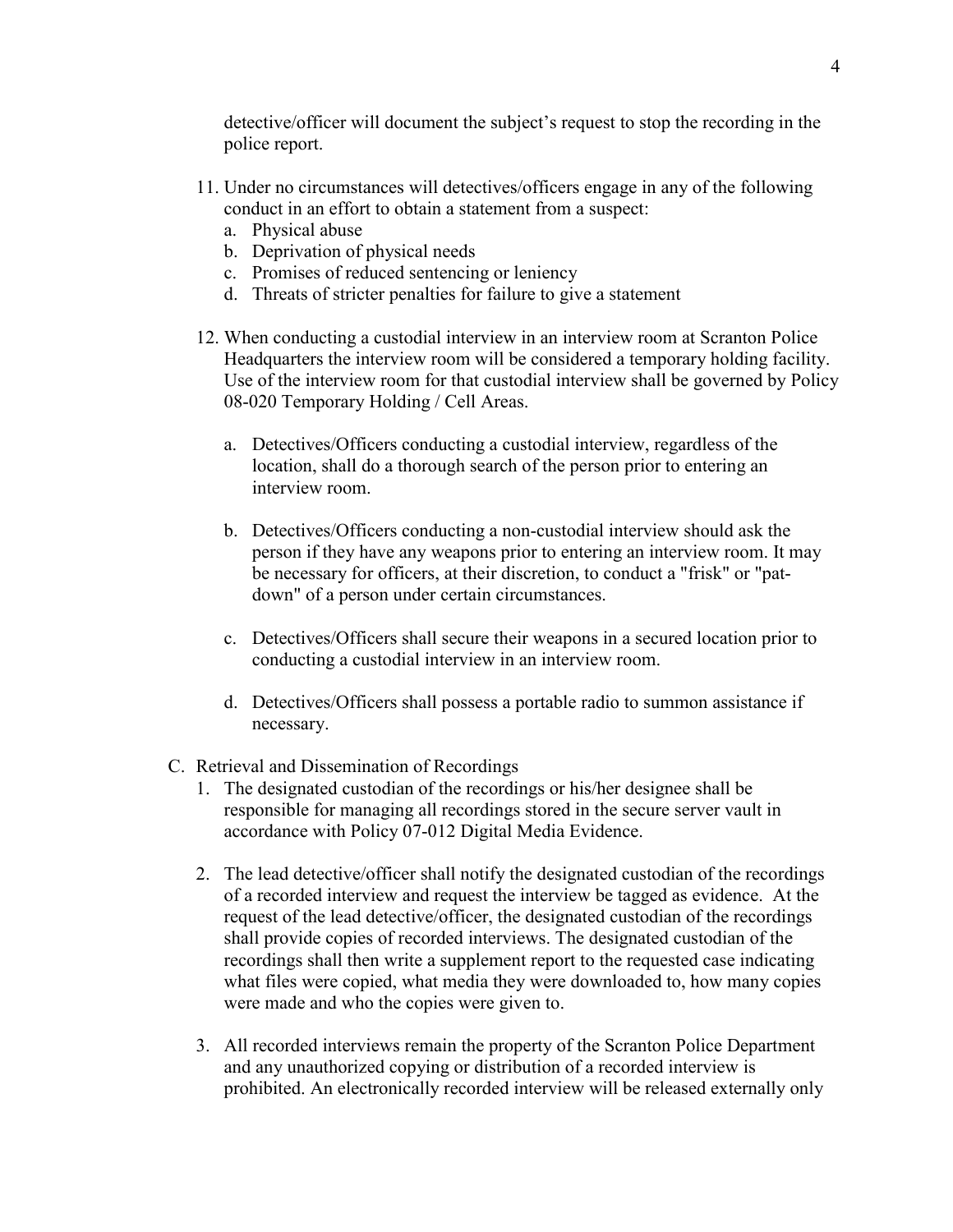detective/officer will document the subject's request to stop the recording in the police report.

11. Under no circumstances will detectives/officers engage in any of the following conduct in an effort to obtain a statement from a suspect:
    a. Physical abuse
    b. Deprivation of physical needs
    c. Promises of reduced sentencing or leniency
    d. Threats of stricter penalties for failure to give a statement

12. When conducting a custodial interview in an interview room at Scranton Police Headquarters the interview room will be considered a temporary holding facility. Use of the interview room for that custodial interview shall be governed by Policy 08-020 Temporary Holding / Cell Areas.

    a. Detectives/Officers conducting a custodial interview, regardless of the location, shall do a thorough search of the person prior to entering an interview room.

    b. Detectives/Officers conducting a non-custodial interview should ask the person if they have any weapons prior to entering an interview room. It may be necessary for officers, at their discretion, to conduct a "frisk" or "pat-down" of a person under certain circumstances.

    c. Detectives/Officers shall secure their weapons in a secured location prior to conducting a custodial interview in an interview room.

    d. Detectives/Officers shall possess a portable radio to summon assistance if necessary.

C. Retrieval and Dissemination of Recordings

1. The designated custodian of the recordings or his/her designee shall be responsible for managing all recordings stored in the secure server vault in accordance with Policy 07-012 Digital Media Evidence.

2. The lead detective/officer shall notify the designated custodian of the recordings of a recorded interview and request the interview be tagged as evidence. At the request of the lead detective/officer, the designated custodian of the recordings shall provide copies of recorded interviews. The designated custodian of the recordings shall then write a supplement report to the requested case indicating what files were copied, what media they were downloaded to, how many copies were made and who the copies were given to.

3. All recorded interviews remain the property of the Scranton Police Department and any unauthorized copying or distribution of a recorded interview is prohibited. An electronically recorded interview will be released externally only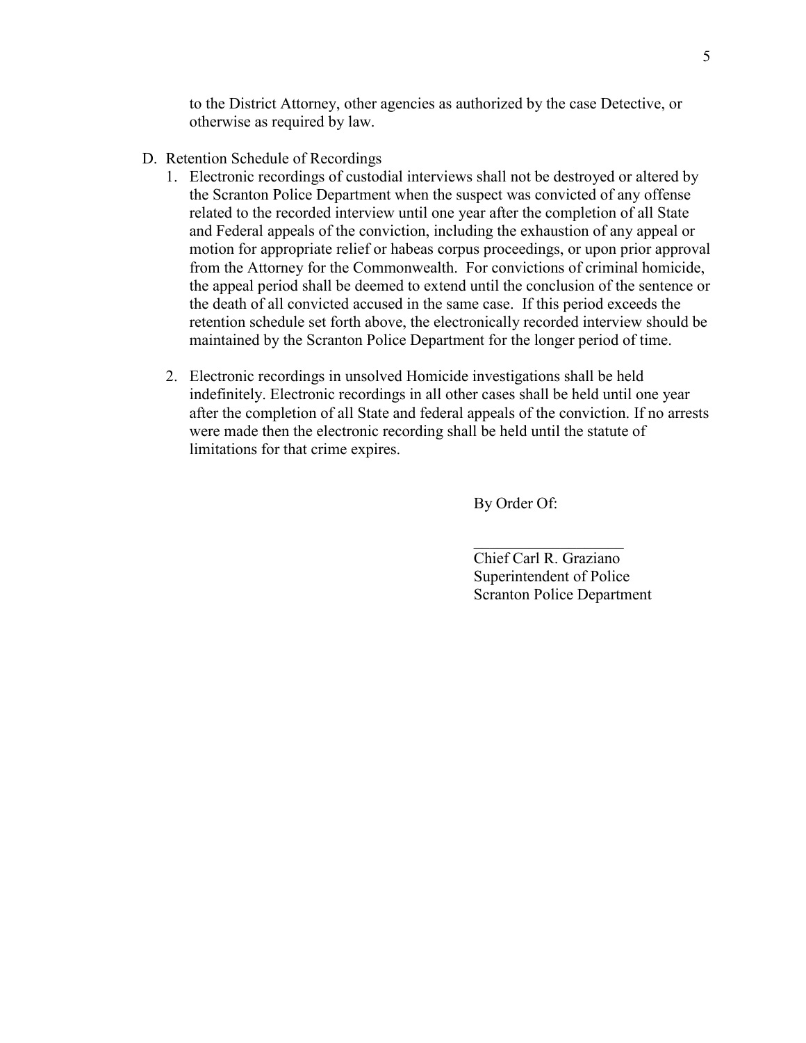to the District Attorney, other agencies as authorized by the case Detective, or otherwise as required by law.

D. Retention Schedule of Recordings

1. Electronic recordings of custodial interviews shall not be destroyed or altered by the Scranton Police Department when the suspect was convicted of any offense related to the recorded interview until one year after the completion of all State and Federal appeals of the conviction, including the exhaustion of any appeal or motion for appropriate relief or habeas corpus proceedings, or upon prior approval from the Attorney for the Commonwealth. For convictions of criminal homicide, the appeal period shall be deemed to extend until the conclusion of the sentence or the death of all convicted accused in the same case. If this period exceeds the retention schedule set forth above, the electronically recorded interview should be maintained by the Scranton Police Department for the longer period of time.

2. Electronic recordings in unsolved Homicide investigations shall be held indefinitely. Electronic recordings in all other cases shall be held until one year after the completion of all State and federal appeals of the conviction. If no arrests were made then the electronic recording shall be held until the statute of limitations for that crime expires.

By Order Of:

____________________

Chief Carl R. Graziano
Superintendent of Police
Scranton Police Department